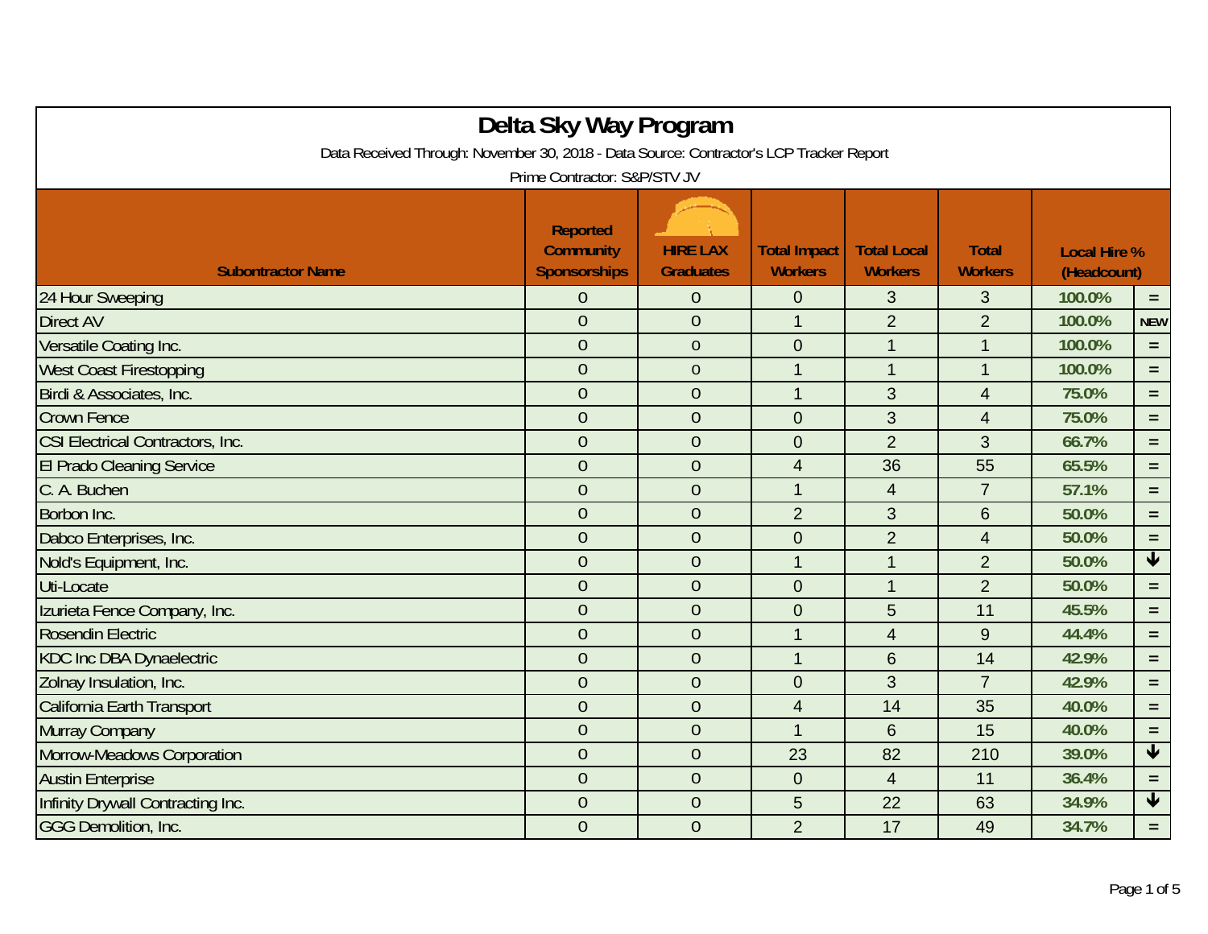# Delta Sky Way Program

Data Received Through: November 30, 2018 - Data Source: Contractor's LCP Tracker Report

Prime Contractor: S&P/STV JV

| Subontractor Name | Reported Community Sponsorships | HIRE LAX Graduates | Total Impact Workers | Total Local Workers | Total Workers | Local Hire % (Headcount) | |
|---|---|---|---|---|---|---|---|
| 24 Hour Sweeping | 0 | 0 | 0 | 3 | 3 | 100.0% | = |
| Direct AV | 0 | 0 | 1 | 2 | 2 | 100.0% | NEW |
| Versatile Coating Inc. | 0 | 0 | 0 | 1 | 1 | 100.0% | = |
| West Coast Firestopping | 0 | 0 | 1 | 1 | 1 | 100.0% | = |
| Birdi & Associates, Inc. | 0 | 0 | 1 | 3 | 4 | 75.0% | = |
| Crown Fence | 0 | 0 | 0 | 3 | 4 | 75.0% | = |
| CSI Electrical Contractors, Inc. | 0 | 0 | 0 | 2 | 3 | 66.7% | = |
| El Prado Cleaning Service | 0 | 0 | 4 | 36 | 55 | 65.5% | = |
| C. A. Buchen | 0 | 0 | 1 | 4 | 7 | 57.1% | = |
| Borbon Inc. | 0 | 0 | 2 | 3 | 6 | 50.0% | = |
| Dabco Enterprises, Inc. | 0 | 0 | 0 | 2 | 4 | 50.0% | = |
| Nold's Equipment, Inc. | 0 | 0 | 1 | 1 | 2 | 50.0% | ↓ |
| Uti-Locate | 0 | 0 | 0 | 1 | 2 | 50.0% | = |
| Izurieta Fence Company, Inc. | 0 | 0 | 0 | 5 | 11 | 45.5% | = |
| Rosendin Electric | 0 | 0 | 1 | 4 | 9 | 44.4% | = |
| KDC Inc DBA Dynaelectric | 0 | 0 | 1 | 6 | 14 | 42.9% | = |
| Zolnay Insulation, Inc. | 0 | 0 | 0 | 3 | 7 | 42.9% | = |
| California Earth Transport | 0 | 0 | 4 | 14 | 35 | 40.0% | = |
| Murray Company | 0 | 0 | 1 | 6 | 15 | 40.0% | = |
| Morrow-Meadows Corporation | 0 | 0 | 23 | 82 | 210 | 39.0% | ↓ |
| Austin Enterprise | 0 | 0 | 0 | 4 | 11 | 36.4% | = |
| Infinity Drywall Contracting Inc. | 0 | 0 | 5 | 22 | 63 | 34.9% | ↓ |
| GGG Demolition, Inc. | 0 | 0 | 2 | 17 | 49 | 34.7% | = |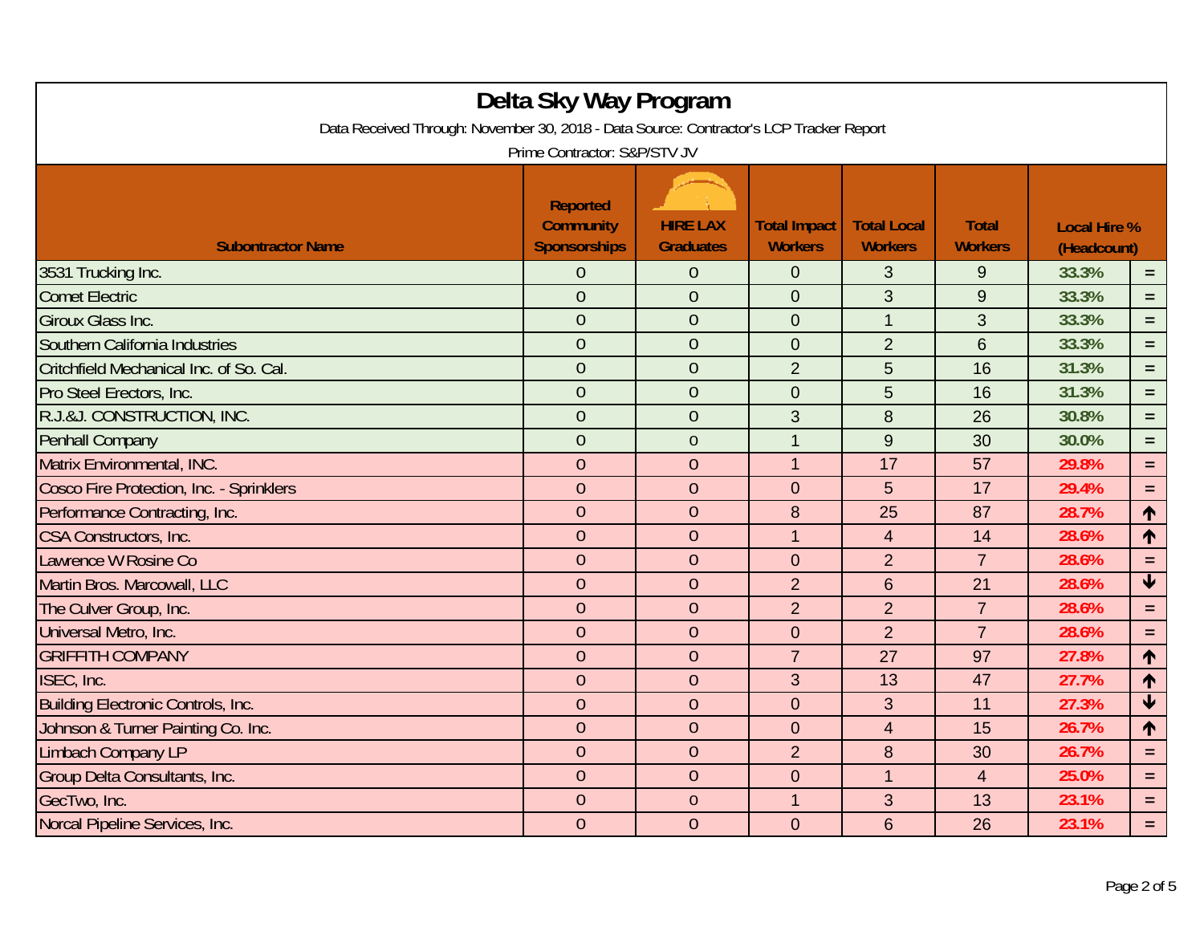# Delta Sky Way Program

Data Received Through: November 30, 2018 - Data Source: Contractor's LCP Tracker Report

Prime Contractor: S&P/STV JV

| Subcontractor Name | Reported Community Sponsorships | HIRE LAX Graduates | Total Impact Workers | Total Local Workers | Total Workers | Local Hire % (Headcount) | |
|---|---|---|---|---|---|---|---|
| 3531 Trucking Inc. | 0 | 0 | 0 | 3 | 9 | 33.3% | = |
| Comet Electric | 0 | 0 | 0 | 3 | 9 | 33.3% | = |
| Giroux Glass Inc. | 0 | 0 | 0 | 1 | 3 | 33.3% | = |
| Southern California Industries | 0 | 0 | 0 | 2 | 6 | 33.3% | = |
| Critchfield Mechanical Inc. of So. Cal. | 0 | 0 | 2 | 5 | 16 | 31.3% | = |
| Pro Steel Erectors, Inc. | 0 | 0 | 0 | 5 | 16 | 31.3% | = |
| R.J.&J. CONSTRUCTION, INC. | 0 | 0 | 3 | 8 | 26 | 30.8% | = |
| Penhall Company | 0 | 0 | 1 | 9 | 30 | 30.0% | = |
| Matrix Environmental, INC. | 0 | 0 | 1 | 17 | 57 | 29.8% | = |
| Cosco Fire Protection, Inc. - Sprinklers | 0 | 0 | 0 | 5 | 17 | 29.4% | = |
| Performance Contracting, Inc. | 0 | 0 | 8 | 25 | 87 | 28.7% | ↑ |
| CSA Constructors, Inc. | 0 | 0 | 1 | 4 | 14 | 28.6% | ↑ |
| Lawrence W Rosine Co | 0 | 0 | 0 | 2 | 7 | 28.6% | = |
| Martin Bros. Marcowall, LLC | 0 | 0 | 2 | 6 | 21 | 28.6% | ↓ |
| The Culver Group, Inc. | 0 | 0 | 2 | 2 | 7 | 28.6% | = |
| Universal Metro, Inc. | 0 | 0 | 0 | 2 | 7 | 28.6% | = |
| GRIFFITH COMPANY | 0 | 0 | 7 | 27 | 97 | 27.8% | ↑ |
| ISEC, Inc. | 0 | 0 | 3 | 13 | 47 | 27.7% | ↑ |
| Building Electronic Controls, Inc. | 0 | 0 | 0 | 3 | 11 | 27.3% | ↓ |
| Johnson & Turner Painting Co. Inc. | 0 | 0 | 0 | 4 | 15 | 26.7% | ↑ |
| Limbach Company LP | 0 | 0 | 2 | 8 | 30 | 26.7% | = |
| Group Delta Consultants, Inc. | 0 | 0 | 0 | 1 | 4 | 25.0% | = |
| GecTwo, Inc. | 0 | 0 | 1 | 3 | 13 | 23.1% | = |
| Norcal Pipeline Services, Inc. | 0 | 0 | 0 | 6 | 26 | 23.1% | = |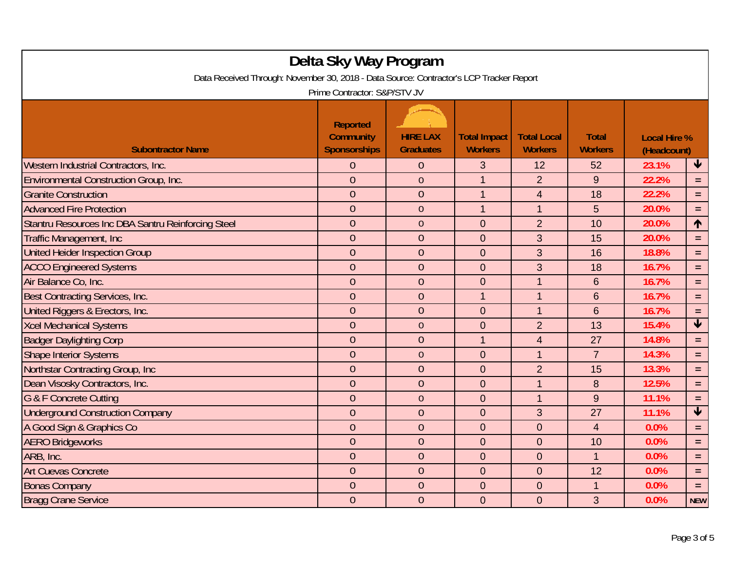# Delta Sky Way Program

Data Received Through: November 30, 2018 - Data Source: Contractor's LCP Tracker Report

Prime Contractor: S&P/STV JV

| Subontractor Name | Reported Community Sponsorships | HIRE LAX Graduates | Total Impact Workers | Total Local Workers | Total Workers | Local Hire % (Headcount) | |
|---|---|---|---|---|---|---|---|
| Western Industrial Contractors, Inc. | 0 | 0 | 3 | 12 | 52 | 23.1% | ↓ |
| Environmental Construction Group, Inc. | 0 | 0 | 1 | 2 | 9 | 22.2% | = |
| Granite Construction | 0 | 0 | 1 | 4 | 18 | 22.2% | = |
| Advanced Fire Protection | 0 | 0 | 1 | 1 | 5 | 20.0% | = |
| Stantru Resources Inc DBA Santru Reinforcing Steel | 0 | 0 | 0 | 2 | 10 | 20.0% | ↑ |
| Traffic Management, Inc | 0 | 0 | 0 | 3 | 15 | 20.0% | = |
| United Heider Inspection Group | 0 | 0 | 0 | 3 | 16 | 18.8% | = |
| ACCO Engineered Systems | 0 | 0 | 0 | 3 | 18 | 16.7% | = |
| Air Balance Co, Inc. | 0 | 0 | 0 | 1 | 6 | 16.7% | = |
| Best Contracting Services, Inc. | 0 | 0 | 1 | 1 | 6 | 16.7% | = |
| United Riggers & Erectors, Inc. | 0 | 0 | 0 | 1 | 6 | 16.7% | = |
| Xcel Mechanical Systems | 0 | 0 | 0 | 2 | 13 | 15.4% | ↓ |
| Badger Daylighting Corp | 0 | 0 | 1 | 4 | 27 | 14.8% | = |
| Shape Interior Systems | 0 | 0 | 0 | 1 | 7 | 14.3% | = |
| Northstar Contracting Group, Inc | 0 | 0 | 0 | 2 | 15 | 13.3% | = |
| Dean Visosky Contractors, Inc. | 0 | 0 | 0 | 1 | 8 | 12.5% | = |
| G & F Concrete Cutting | 0 | 0 | 0 | 1 | 9 | 11.1% | = |
| Underground Construction Company | 0 | 0 | 0 | 3 | 27 | 11.1% | ↓ |
| A Good Sign & Graphics Co | 0 | 0 | 0 | 0 | 4 | 0.0% | = |
| AERO Bridgeworks | 0 | 0 | 0 | 0 | 10 | 0.0% | = |
| ARB, Inc. | 0 | 0 | 0 | 0 | 1 | 0.0% | = |
| Art Cuevas Concrete | 0 | 0 | 0 | 0 | 12 | 0.0% | = |
| Bonas Company | 0 | 0 | 0 | 0 | 1 | 0.0% | = |
| Bragg Crane Service | 0 | 0 | 0 | 0 | 3 | 0.0% | NEW |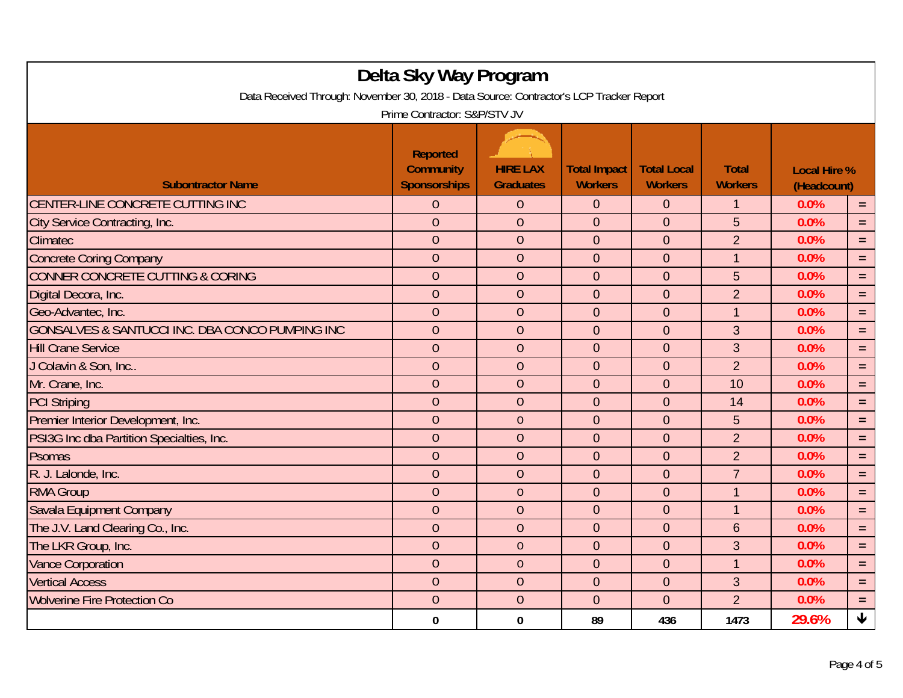# Delta Sky Way Program

Data Received Through: November 30, 2018 - Data Source: Contractor's LCP Tracker Report

Prime Contractor: S&P/STV JV

| Subontractor Name | Reported Community Sponsorships | HIRE LAX Graduates | Total Impact Workers | Total Local Workers | Total Workers | Local Hire % (Headcount) | |
|---|---|---|---|---|---|---|---|
| CENTER-LINE CONCRETE CUTTING INC | 0 | 0 | 0 | 0 | 1 | 0.0% | = |
| City Service Contracting, Inc. | 0 | 0 | 0 | 0 | 5 | 0.0% | = |
| Climatec | 0 | 0 | 0 | 0 | 2 | 0.0% | = |
| Concrete Coring Company | 0 | 0 | 0 | 0 | 1 | 0.0% | = |
| CONNER CONCRETE CUTTING & CORING | 0 | 0 | 0 | 0 | 5 | 0.0% | = |
| Digital Decora, Inc. | 0 | 0 | 0 | 0 | 2 | 0.0% | = |
| Geo-Advantec, Inc. | 0 | 0 | 0 | 0 | 1 | 0.0% | = |
| GONSALVES & SANTUCCI INC. DBA CONCO PUMPING INC | 0 | 0 | 0 | 0 | 3 | 0.0% | = |
| Hill Crane Service | 0 | 0 | 0 | 0 | 3 | 0.0% | = |
| J Colavin & Son, Inc.. | 0 | 0 | 0 | 0 | 2 | 0.0% | = |
| Mr. Crane, Inc. | 0 | 0 | 0 | 0 | 10 | 0.0% | = |
| PCI Striping | 0 | 0 | 0 | 0 | 14 | 0.0% | = |
| Premier Interior Development, Inc. | 0 | 0 | 0 | 0 | 5 | 0.0% | = |
| PSI3G Inc dba Partition Specialties, Inc. | 0 | 0 | 0 | 0 | 2 | 0.0% | = |
| Psomas | 0 | 0 | 0 | 0 | 2 | 0.0% | = |
| R. J. Lalonde, Inc. | 0 | 0 | 0 | 0 | 7 | 0.0% | = |
| RMA Group | 0 | 0 | 0 | 0 | 1 | 0.0% | = |
| Savala Equipment Company | 0 | 0 | 0 | 0 | 1 | 0.0% | = |
| The J.V. Land Clearing Co., Inc. | 0 | 0 | 0 | 0 | 6 | 0.0% | = |
| The LKR Group, Inc. | 0 | 0 | 0 | 0 | 3 | 0.0% | = |
| Vance Corporation | 0 | 0 | 0 | 0 | 1 | 0.0% | = |
| Vertical Access | 0 | 0 | 0 | 0 | 3 | 0.0% | = |
| Wolverine Fire Protection Co | 0 | 0 | 0 | 0 | 2 | 0.0% | = |
| | **0** | **0** | **89** | **436** | **1473** | **29.6%** | ↓ |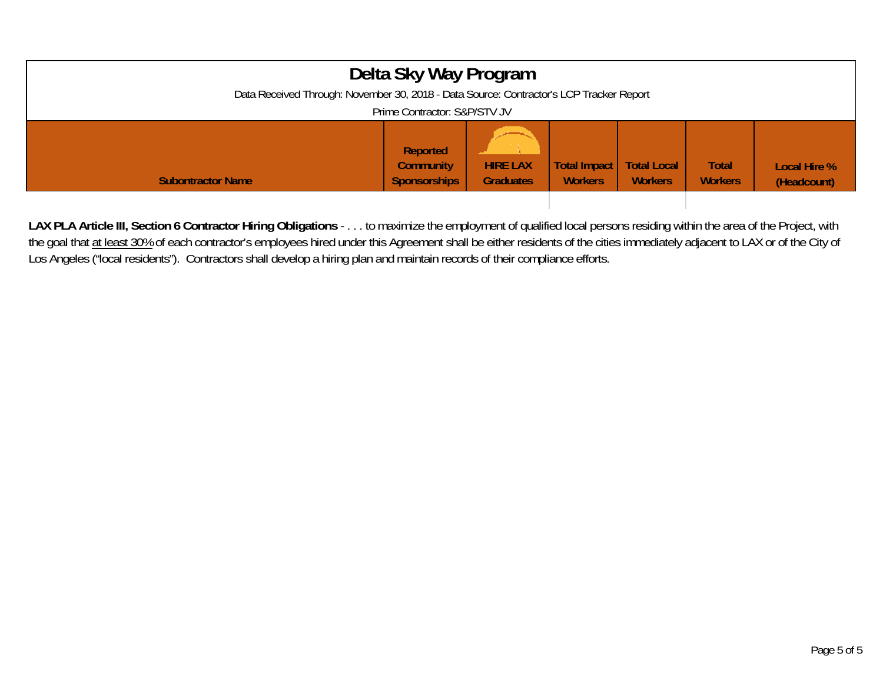# Delta Sky Way Program

Data Received Through: November 30, 2018 - Data Source: Contractor's LCP Tracker Report

Prime Contractor: S&P/STV JV

| Subontractor Name | Reported Community Sponsorships | HIRE LAX Graduates | Total Impact Workers | Total Local Workers | Total Workers | Local Hire % (Headcount) |
|---|---|---|---|---|---|---|

**LAX PLA Article III, Section 6 Contractor Hiring Obligations** - . . . to maximize the employment of qualified local persons residing within the area of the Project, with the goal that at least 30% of each contractor's employees hired under this Agreement shall be either residents of the cities immediately adjacent to LAX or of the City of Los Angeles ("local residents"). Contractors shall develop a hiring plan and maintain records of their compliance efforts.